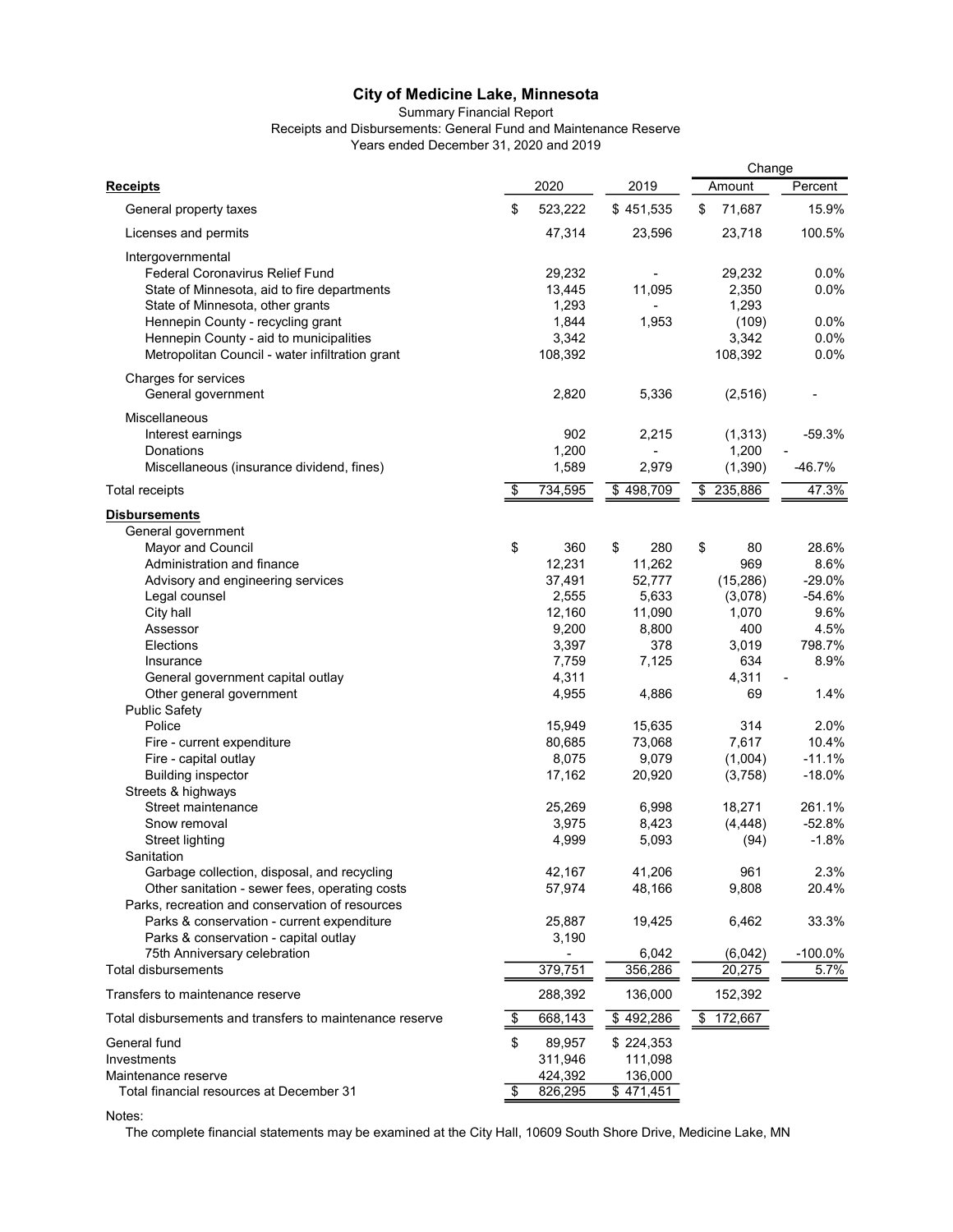# City of Medicine Lake, Minnesota

Summary Financial Report
Receipts and Disbursements: General Fund and Maintenance Reserve
Years ended December 31, 2020 and 2019

| **Receipts** | 2020 | 2019 | Change Amount | Change Percent |
|---|---|---|---|---|
| General property taxes | $ 523,222 | $ 451,535 | $ 71,687 | 15.9% |
| Licenses and permits | 47,314 | 23,596 | 23,718 | 100.5% |
| Intergovernmental | | | | |
| Federal Coronavirus Relief Fund | 29,232 | - | 29,232 | 0.0% |
| State of Minnesota, aid to fire departments | 13,445 | 11,095 | 2,350 | 0.0% |
| State of Minnesota, other grants | 1,293 | - | 1,293 | |
| Hennepin County - recycling grant | 1,844 | 1,953 | (109) | 0.0% |
| Hennepin County - aid to municipalities | 3,342 | | 3,342 | 0.0% |
| Metropolitan Council - water infiltration grant | 108,392 | | 108,392 | 0.0% |
| Charges for services | | | | |
| General government | 2,820 | 5,336 | (2,516) | - |
| Miscellaneous | | | | |
| Interest earnings | 902 | 2,215 | (1,313) | -59.3% |
| Donations | 1,200 | - | 1,200 | - |
| Miscellaneous (insurance dividend, fines) | 1,589 | 2,979 | (1,390) | -46.7% |
| Total receipts | $ 734,595 | $ 498,709 | $ 235,886 | 47.3% |
| **Disbursements** | | | | |
| General government | | | | |
| Mayor and Council | $ 360 | $ 280 | $ 80 | 28.6% |
| Administration and finance | 12,231 | 11,262 | 969 | 8.6% |
| Advisory and engineering services | 37,491 | 52,777 | (15,286) | -29.0% |
| Legal counsel | 2,555 | 5,633 | (3,078) | -54.6% |
| City hall | 12,160 | 11,090 | 1,070 | 9.6% |
| Assessor | 9,200 | 8,800 | 400 | 4.5% |
| Elections | 3,397 | 378 | 3,019 | 798.7% |
| Insurance | 7,759 | 7,125 | 634 | 8.9% |
| General government capital outlay | 4,311 | | 4,311 | - |
| Other general government | 4,955 | 4,886 | 69 | 1.4% |
| Public Safety | | | | |
| Police | 15,949 | 15,635 | 314 | 2.0% |
| Fire - current expenditure | 80,685 | 73,068 | 7,617 | 10.4% |
| Fire - capital outlay | 8,075 | 9,079 | (1,004) | -11.1% |
| Building inspector | 17,162 | 20,920 | (3,758) | -18.0% |
| Streets & highways | | | | |
| Street maintenance | 25,269 | 6,998 | 18,271 | 261.1% |
| Snow removal | 3,975 | 8,423 | (4,448) | -52.8% |
| Street lighting | 4,999 | 5,093 | (94) | -1.8% |
| Sanitation | | | | |
| Garbage collection, disposal, and recycling | 42,167 | 41,206 | 961 | 2.3% |
| Other sanitation - sewer fees, operating costs | 57,974 | 48,166 | 9,808 | 20.4% |
| Parks, recreation and conservation of resources | | | | |
| Parks & conservation - current expenditure | 25,887 | 19,425 | 6,462 | 33.3% |
| Parks & conservation - capital outlay | 3,190 | | | |
| 75th Anniversary celebration | - | 6,042 | (6,042) | -100.0% |
| Total disbursements | 379,751 | 356,286 | 20,275 | 5.7% |
| Transfers to maintenance reserve | 288,392 | 136,000 | 152,392 | |
| Total disbursements and transfers to maintenance reserve | $ 668,143 | $ 492,286 | $ 172,667 | |
| General fund | $ 89,957 | $ 224,353 | | |
| Investments | 311,946 | 111,098 | | |
| Maintenance reserve | 424,392 | 136,000 | | |
| Total financial resources at December 31 | $ 826,295 | $ 471,451 | | |

Notes:

The complete financial statements may be examined at the City Hall, 10609 South Shore Drive, Medicine Lake, MN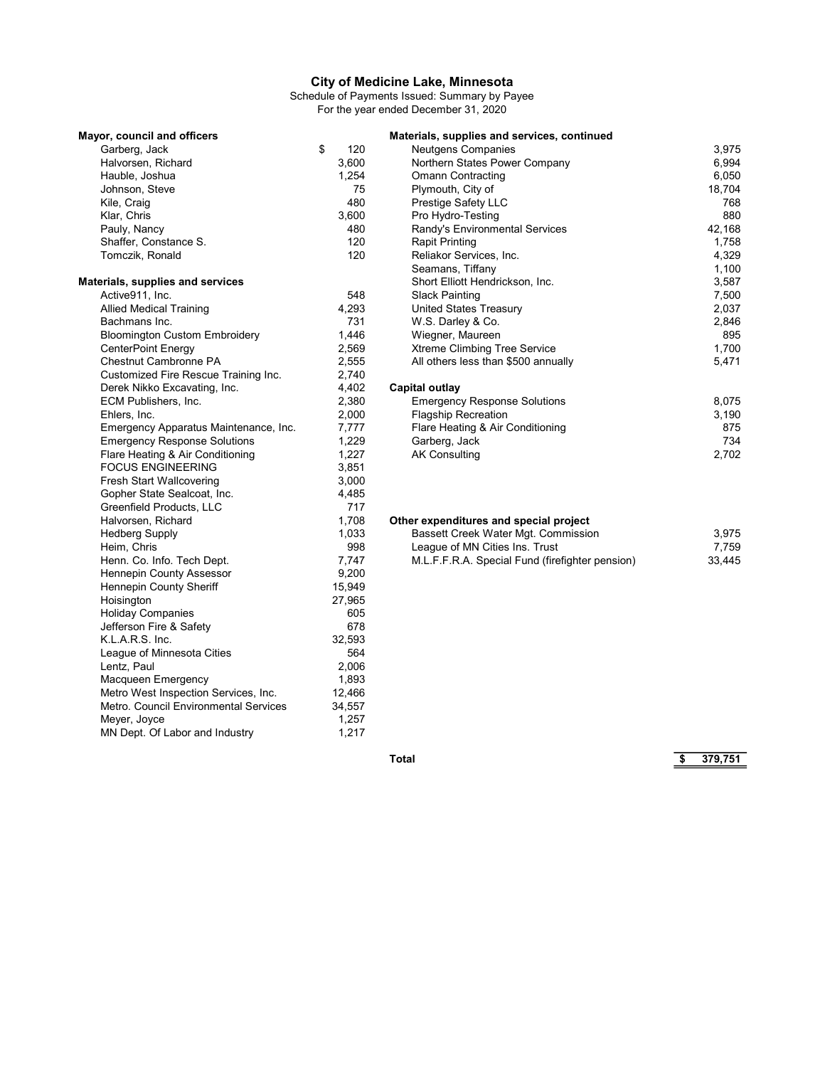# City of Medicine Lake, Minnesota

Schedule of Payments Issued: Summary by Payee

For the year ended December 31, 2020

| | |
|---|---|
| **Mayor, council and officers** | |
| Garberg, Jack | $ 120 |
| Halvorsen, Richard | 3,600 |
| Hauble, Joshua | 1,254 |
| Johnson, Steve | 75 |
| Kile, Craig | 480 |
| Klar, Chris | 3,600 |
| Pauly, Nancy | 480 |
| Shaffer, Constance S. | 120 |
| Tomczik, Ronald | 120 |
| **Materials, supplies and services** | |
| Active911, Inc. | 548 |
| Allied Medical Training | 4,293 |
| Bachmans Inc. | 731 |
| Bloomington Custom Embroidery | 1,446 |
| CenterPoint Energy | 2,569 |
| Chestnut Cambronne PA | 2,555 |
| Customized Fire Rescue Training Inc. | 2,740 |
| Derek Nikko Excavating, Inc. | 4,402 |
| ECM Publishers, Inc. | 2,380 |
| Ehlers, Inc. | 2,000 |
| Emergency Apparatus Maintenance, Inc. | 7,777 |
| Emergency Response Solutions | 1,229 |
| Flare Heating & Air Conditioning | 1,227 |
| FOCUS ENGINEERING | 3,851 |
| Fresh Start Wallcovering | 3,000 |
| Gopher State Sealcoat, Inc. | 4,485 |
| Greenfield Products, LLC | 717 |
| Halvorsen, Richard | 1,708 |
| Hedberg Supply | 1,033 |
| Heim, Chris | 998 |
| Henn. Co. Info. Tech Dept. | 7,747 |
| Hennepin County Assessor | 9,200 |
| Hennepin County Sheriff | 15,949 |
| Hoisington | 27,965 |
| Holiday Companies | 605 |
| Jefferson Fire & Safety | 678 |
| K.L.A.R.S. Inc. | 32,593 |
| League of Minnesota Cities | 564 |
| Lentz, Paul | 2,006 |
| Macqueen Emergency | 1,893 |
| Metro West Inspection Services, Inc. | 12,466 |
| Metro. Council Environmental Services | 34,557 |
| Meyer, Joyce | 1,257 |
| MN Dept. Of Labor and Industry | 1,217 |
| **Materials, supplies and services, continued** | |
| Neutgens Companies | 3,975 |
| Northern States Power Company | 6,994 |
| Omann Contracting | 6,050 |
| Plymouth, City of | 18,704 |
| Prestige Safety LLC | 768 |
| Pro Hydro-Testing | 880 |
| Randy's Environmental Services | 42,168 |
| Rapit Printing | 1,758 |
| Reliakor Services, Inc. | 4,329 |
| Seamans, Tiffany | 1,100 |
| Short Elliott Hendrickson, Inc. | 3,587 |
| Slack Painting | 7,500 |
| United States Treasury | 2,037 |
| W.S. Darley & Co. | 2,846 |
| Wiegner, Maureen | 895 |
| Xtreme Climbing Tree Service | 1,700 |
| All others less than $500 annually | 5,471 |
| **Capital outlay** | |
| Emergency Response Solutions | 8,075 |
| Flagship Recreation | 3,190 |
| Flare Heating & Air Conditioning | 875 |
| Garberg, Jack | 734 |
| AK Consulting | 2,702 |
| **Other expenditures and special project** | |
| Bassett Creek Water Mgt. Commission | 3,975 |
| League of MN Cities Ins. Trust | 7,759 |
| M.L.F.F.R.A. Special Fund (firefighter pension) | 33,445 |
| **Total** | **$ 379,751** |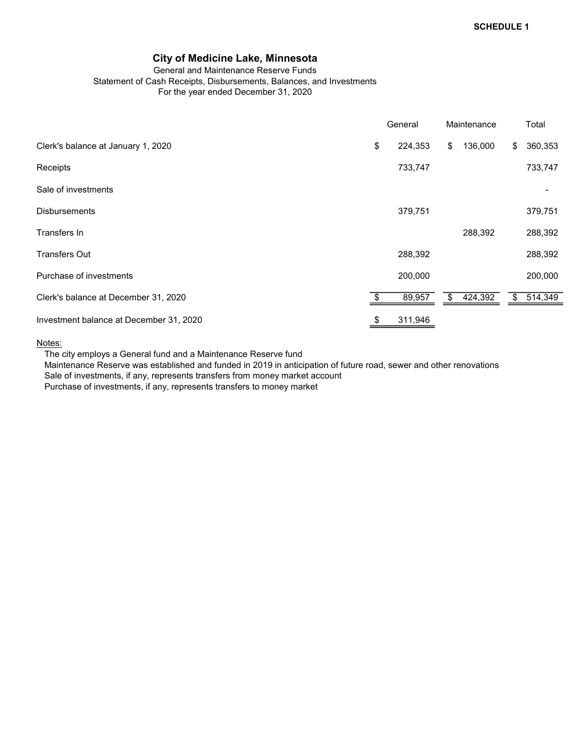**SCHEDULE 1**

# City of Medicine Lake, Minnesota

General and Maintenance Reserve Funds
Statement of Cash Receipts, Disbursements, Balances, and Investments
For the year ended December 31, 2020

| | General | Maintenance | Total |
|---|---|---|---|
| Clerk's balance at January 1, 2020 | $ 224,353 | $ 136,000 | $ 360,353 |
| Receipts | 733,747 | | 733,747 |
| Sale of investments | | | - |
| Disbursements | 379,751 | | 379,751 |
| Transfers In | | 288,392 | 288,392 |
| Transfers Out | 288,392 | | 288,392 |
| Purchase of investments | 200,000 | | 200,000 |
| Clerk's balance at December 31, 2020 | $ 89,957 | $ 424,392 | $ 514,349 |
| Investment balance at December 31, 2020 | $ 311,946 | | |

<u>Notes:</u>

The city employs a General fund and a Maintenance Reserve fund
Maintenance Reserve was established and funded in 2019 in anticipation of future road, sewer and other renovations
Sale of investments, if any, represents transfers from money market account
Purchase of investments, if any, represents transfers to money market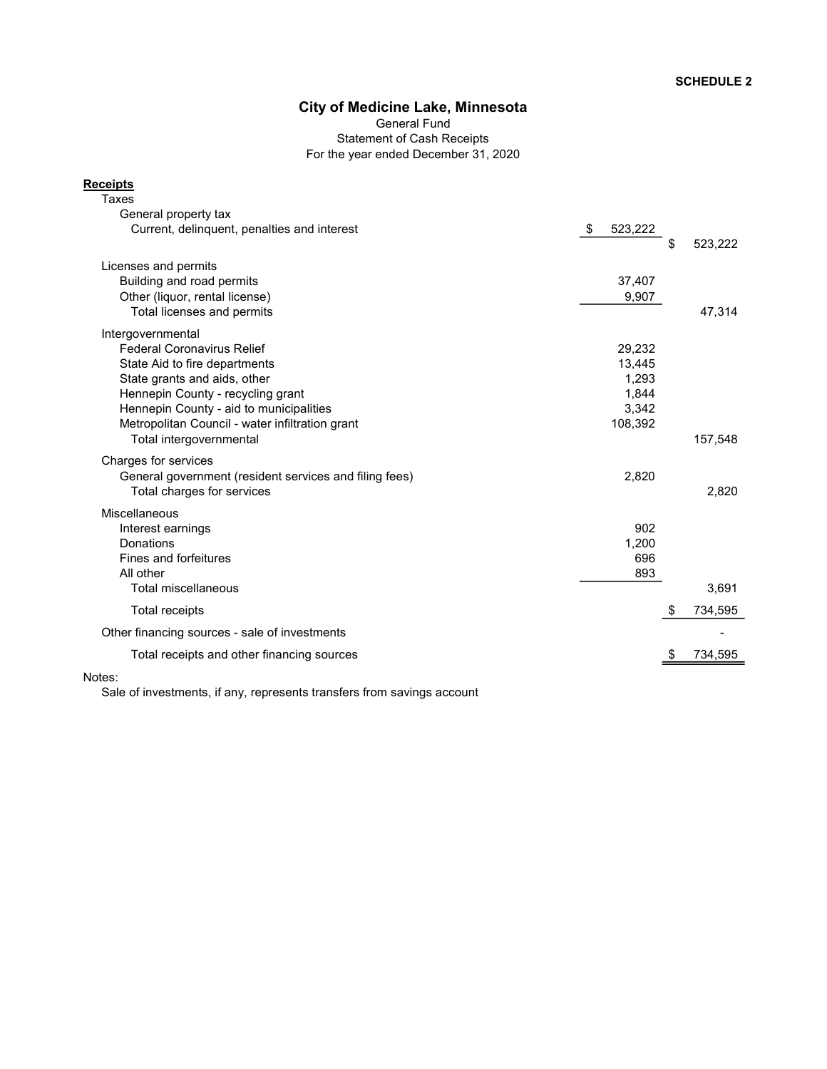**SCHEDULE 2**

# City of Medicine Lake, Minnesota

General Fund
Statement of Cash Receipts
For the year ended December 31, 2020

| **Receipts** | | |
|---|---|---|
| Taxes | | |
| General property tax | | |
| Current, delinquent, penalties and interest | $ 523,222 | |
| | | $ 523,222 |
| Licenses and permits | | |
| Building and road permits | 37,407 | |
| Other (liquor, rental license) | 9,907 | |
| Total licenses and permits | | 47,314 |
| Intergovernmental | | |
| Federal Coronavirus Relief | 29,232 | |
| State Aid to fire departments | 13,445 | |
| State grants and aids, other | 1,293 | |
| Hennepin County - recycling grant | 1,844 | |
| Hennepin County - aid to municipalities | 3,342 | |
| Metropolitan Council - water infiltration grant | 108,392 | |
| Total intergovernmental | | 157,548 |
| Charges for services | | |
| General government (resident services and filing fees) | 2,820 | |
| Total charges for services | | 2,820 |
| Miscellaneous | | |
| Interest earnings | 902 | |
| Donations | 1,200 | |
| Fines and forfeitures | 696 | |
| All other | 893 | |
| Total miscellaneous | | 3,691 |
| Total receipts | | $ 734,595 |
| Other financing sources - sale of investments | | - |
| Total receipts and other financing sources | | $ 734,595 |

Notes:
Sale of investments, if any, represents transfers from savings account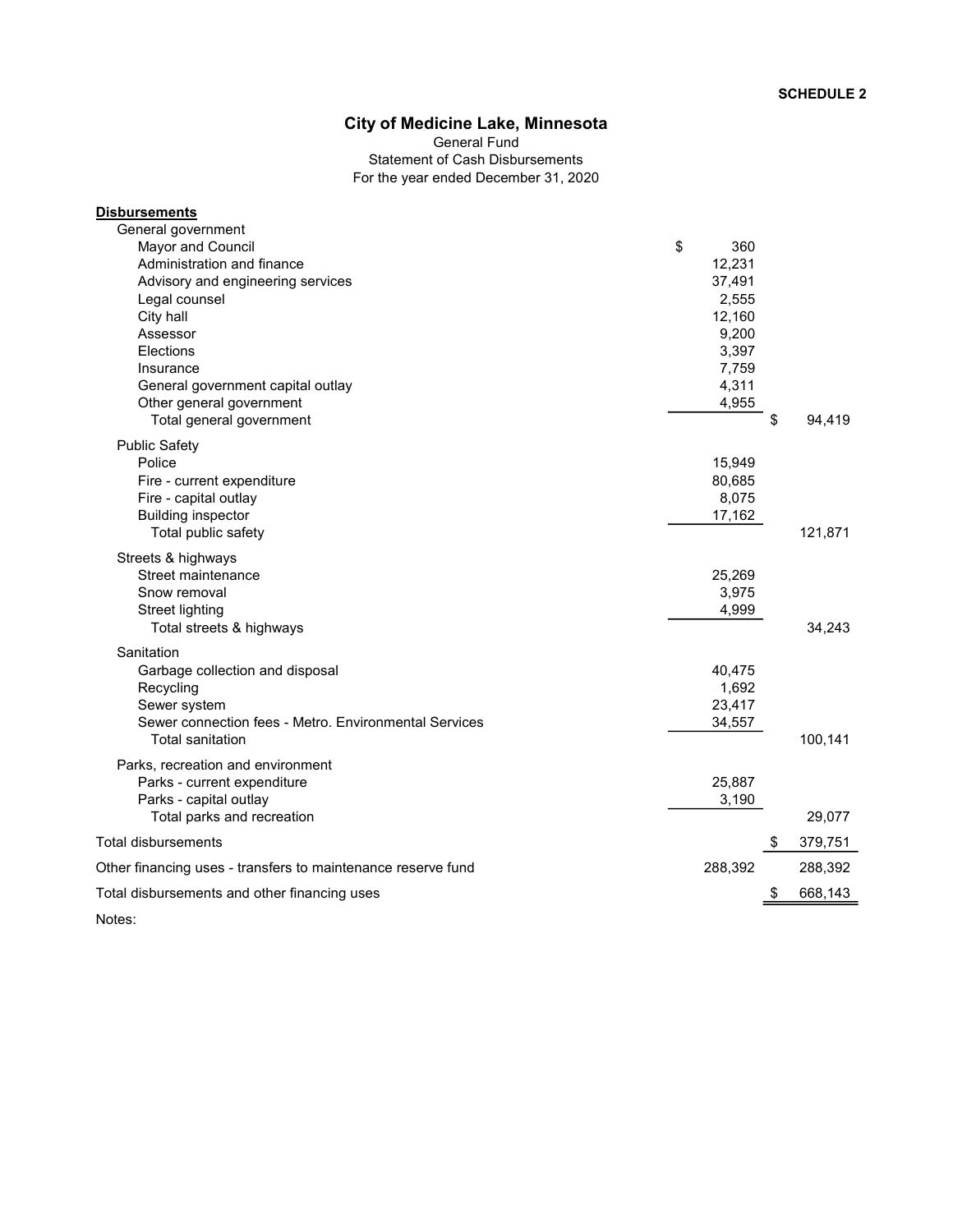SCHEDULE 2

# City of Medicine Lake, Minnesota

General Fund
Statement of Cash Disbursements
For the year ended December 31, 2020

| **Disbursements** | | |
|---|---|---|
| General government | | |
| Mayor and Council | $ 360 | |
| Administration and finance | 12,231 | |
| Advisory and engineering services | 37,491 | |
| Legal counsel | 2,555 | |
| City hall | 12,160 | |
| Assessor | 9,200 | |
| Elections | 3,397 | |
| Insurance | 7,759 | |
| General government capital outlay | 4,311 | |
| Other general government | 4,955 | |
| Total general government | | $ 94,419 |
| Public Safety | | |
| Police | 15,949 | |
| Fire - current expenditure | 80,685 | |
| Fire - capital outlay | 8,075 | |
| Building inspector | 17,162 | |
| Total public safety | | 121,871 |
| Streets & highways | | |
| Street maintenance | 25,269 | |
| Snow removal | 3,975 | |
| Street lighting | 4,999 | |
| Total streets & highways | | 34,243 |
| Sanitation | | |
| Garbage collection and disposal | 40,475 | |
| Recycling | 1,692 | |
| Sewer system | 23,417 | |
| Sewer connection fees - Metro. Environmental Services | 34,557 | |
| Total sanitation | | 100,141 |
| Parks, recreation and environment | | |
| Parks - current expenditure | 25,887 | |
| Parks - capital outlay | 3,190 | |
| Total parks and recreation | | 29,077 |
| Total disbursements | | $ 379,751 |
| Other financing uses - transfers to maintenance reserve fund | 288,392 | 288,392 |
| Total disbursements and other financing uses | | $ 668,143 |

Notes: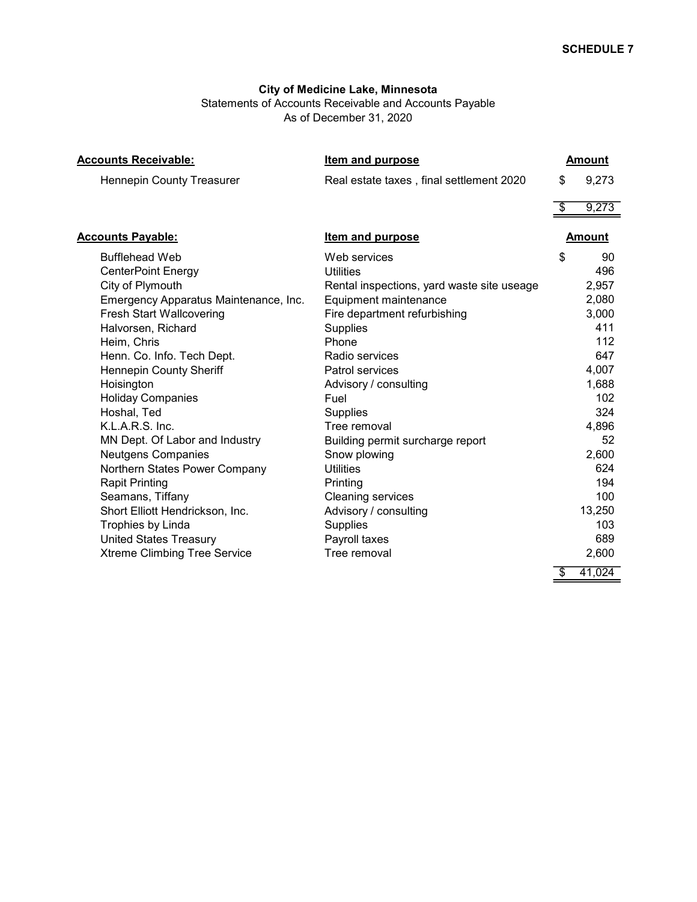**SCHEDULE 7**

**City of Medicine Lake, Minnesota**

Statements of Accounts Receivable and Accounts Payable

As of December 31, 2020

| **Accounts Receivable:** | **Item and purpose** | **Amount** |
|---|---|---|
| Hennepin County Treasurer | Real estate taxes , final settlement 2020 | $ 9,273 |
| | | $ 9,273 |

| **Accounts Payable:** | **Item and purpose** | **Amount** |
|---|---|---|
| Bufflehead Web | Web services | $ 90 |
| CenterPoint Energy | Utilities | 496 |
| City of Plymouth | Rental inspections, yard waste site useage | 2,957 |
| Emergency Apparatus Maintenance, Inc. | Equipment maintenance | 2,080 |
| Fresh Start Wallcovering | Fire department refurbishing | 3,000 |
| Halvorsen, Richard | Supplies | 411 |
| Heim, Chris | Phone | 112 |
| Henn. Co. Info. Tech Dept. | Radio services | 647 |
| Hennepin County Sheriff | Patrol services | 4,007 |
| Hoisington | Advisory / consulting | 1,688 |
| Holiday Companies | Fuel | 102 |
| Hoshal, Ted | Supplies | 324 |
| K.L.A.R.S. Inc. | Tree removal | 4,896 |
| MN Dept. Of Labor and Industry | Building permit surcharge report | 52 |
| Neutgens Companies | Snow plowing | 2,600 |
| Northern States Power Company | Utilities | 624 |
| Rapit Printing | Printing | 194 |
| Seamans, Tiffany | Cleaning services | 100 |
| Short Elliott Hendrickson, Inc. | Advisory / consulting | 13,250 |
| Trophies by Linda | Supplies | 103 |
| United States Treasury | Payroll taxes | 689 |
| Xtreme Climbing Tree Service | Tree removal | 2,600 |
| | | $ 41,024 |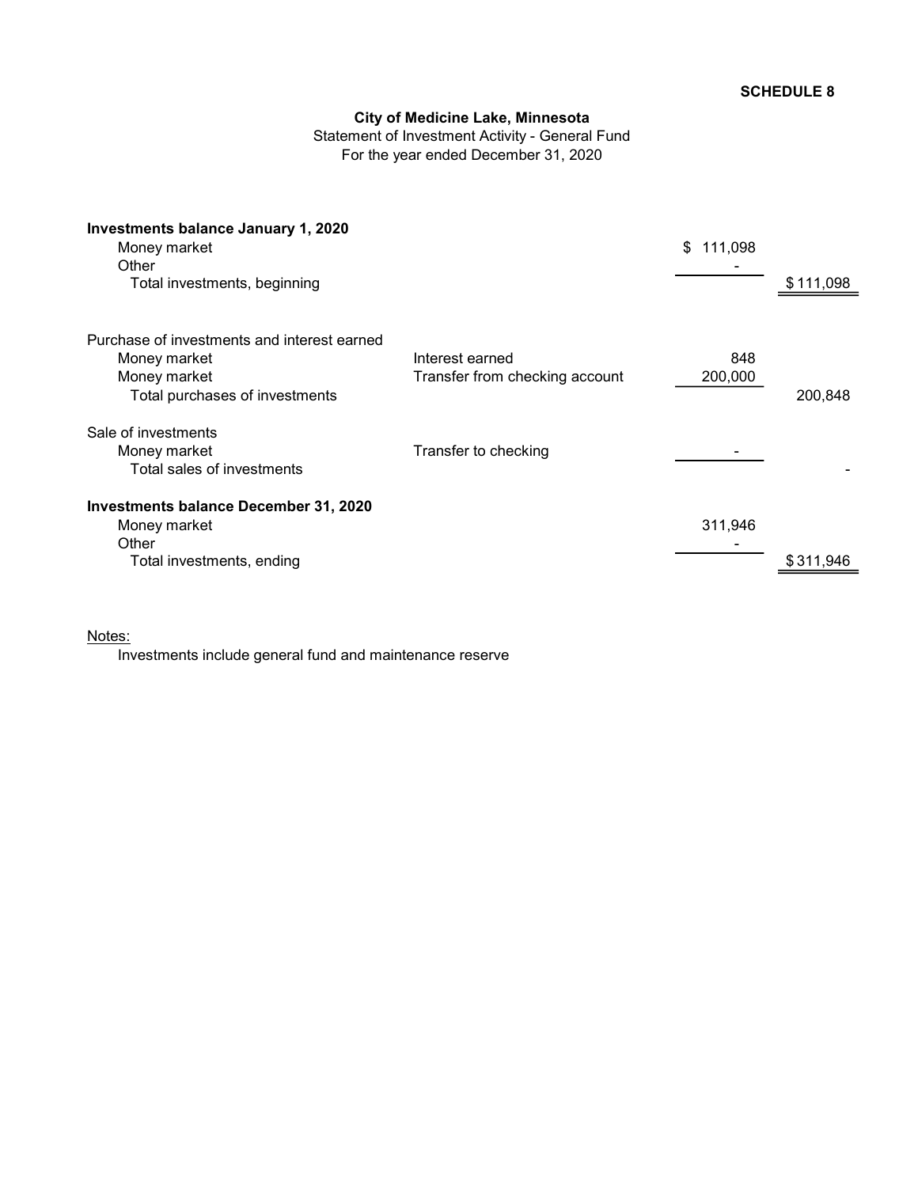**SCHEDULE 8**

**City of Medicine Lake, Minnesota**

Statement of Investment Activity - General Fund

For the year ended December 31, 2020

| | | | |
|---|---|---|---|
| **Investments balance January 1, 2020** | | | |
| Money market | | $ 111,098 | |
| Other | | - | |
| Total investments, beginning | | | $ 111,098 |
| | | | |
| Purchase of investments and interest earned | | | |
| Money market | Interest earned | 848 | |
| Money market | Transfer from checking account | 200,000 | |
| Total purchases of investments | | | 200,848 |
| | | | |
| Sale of investments | | | |
| Money market | Transfer to checking | - | |
| Total sales of investments | | | - |
| | | | |
| **Investments balance December 31, 2020** | | | |
| Money market | | 311,946 | |
| Other | | - | |
| Total investments, ending | | | $ 311,946 |

Notes:

Investments include general fund and maintenance reserve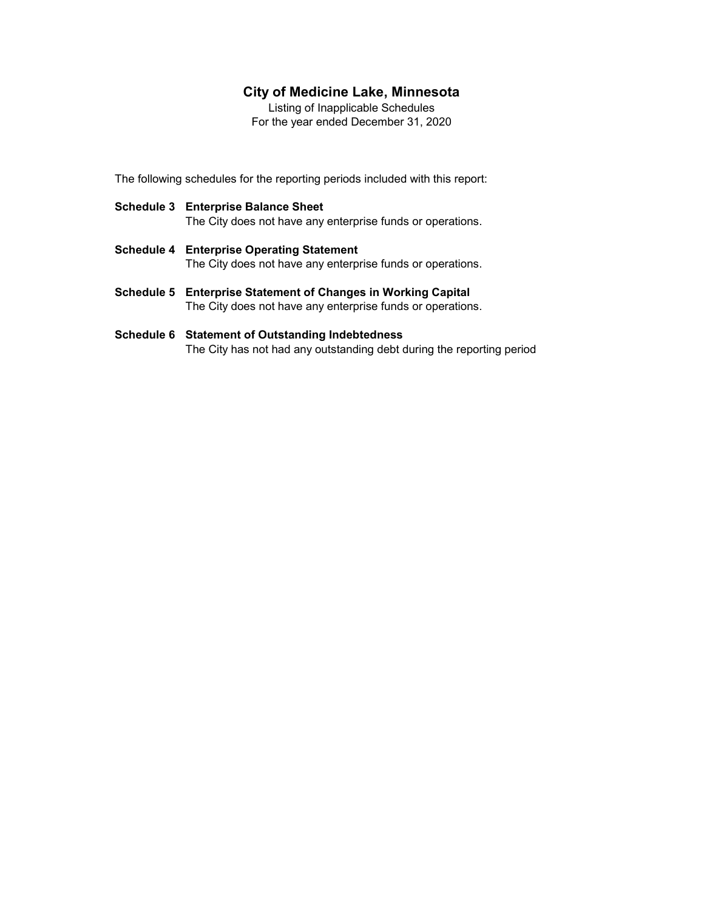# City of Medicine Lake, Minnesota

Listing of Inapplicable Schedules
For the year ended December 31, 2020

The following schedules for the reporting periods included with this report:

**Schedule 3 Enterprise Balance Sheet**
The City does not have any enterprise funds or operations.

**Schedule 4 Enterprise Operating Statement**
The City does not have any enterprise funds or operations.

**Schedule 5 Enterprise Statement of Changes in Working Capital**
The City does not have any enterprise funds or operations.

**Schedule 6 Statement of Outstanding Indebtedness**
The City has not had any outstanding debt during the reporting period